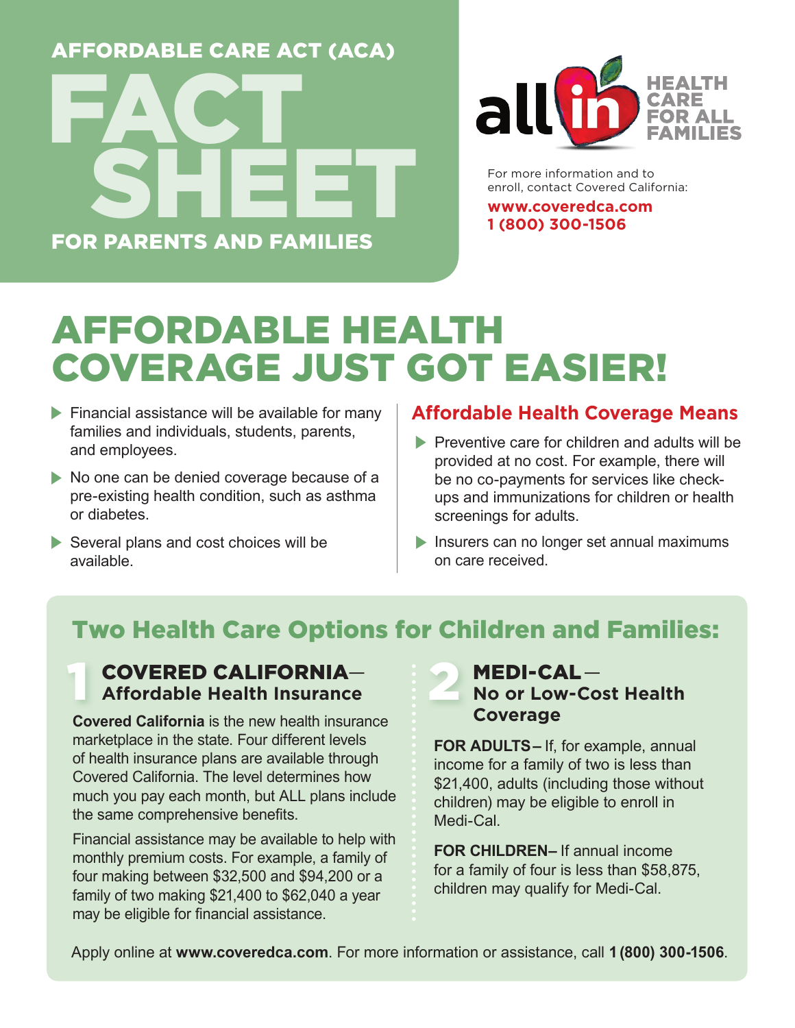AFFORDABLE CARE ACT (ACA)

# FACT SHEET

FOR PARENTS AND FAMILIES

all in HEALTH CARE FOR ALL FAMILIES

For more information and to enroll, contact Covered California:

**www.coveredca.com**
**1 (800) 300-1506**

# AFFORDABLE HEALTH COVERAGE JUST GOT EASIER!

- Financial assistance will be available for many families and individuals, students, parents, and employees.
- No one can be denied coverage because of a pre-existing health condition, such as asthma or diabetes.
- Several plans and cost choices will be available.

## Affordable Health Coverage Means

- Preventive care for children and adults will be provided at no cost. For example, there will be no co-payments for services like check-ups and immunizations for children or health screenings for adults.
- Insurers can no longer set annual maximums on care received.

## Two Health Care Options for Children and Families:

### 1 COVERED CALIFORNIA— Affordable Health Insurance

**Covered California** is the new health insurance marketplace in the state. Four different levels of health insurance plans are available through Covered California. The level determines how much you pay each month, but ALL plans include the same comprehensive benefits.

Financial assistance may be available to help with monthly premium costs. For example, a family of four making between $32,500 and $94,200 or a family of two making $21,400 to $62,040 a year may be eligible for financial assistance.

### 2 MEDI-CAL— No or Low-Cost Health Coverage

**FOR ADULTS–** If, for example, annual income for a family of two is less than $21,400, adults (including those without children) may be eligible to enroll in Medi-Cal.

**FOR CHILDREN–** If annual income for a family of four is less than $58,875, children may qualify for Medi-Cal.

Apply online at **www.coveredca.com**. For more information or assistance, call **1 (800) 300-1506**.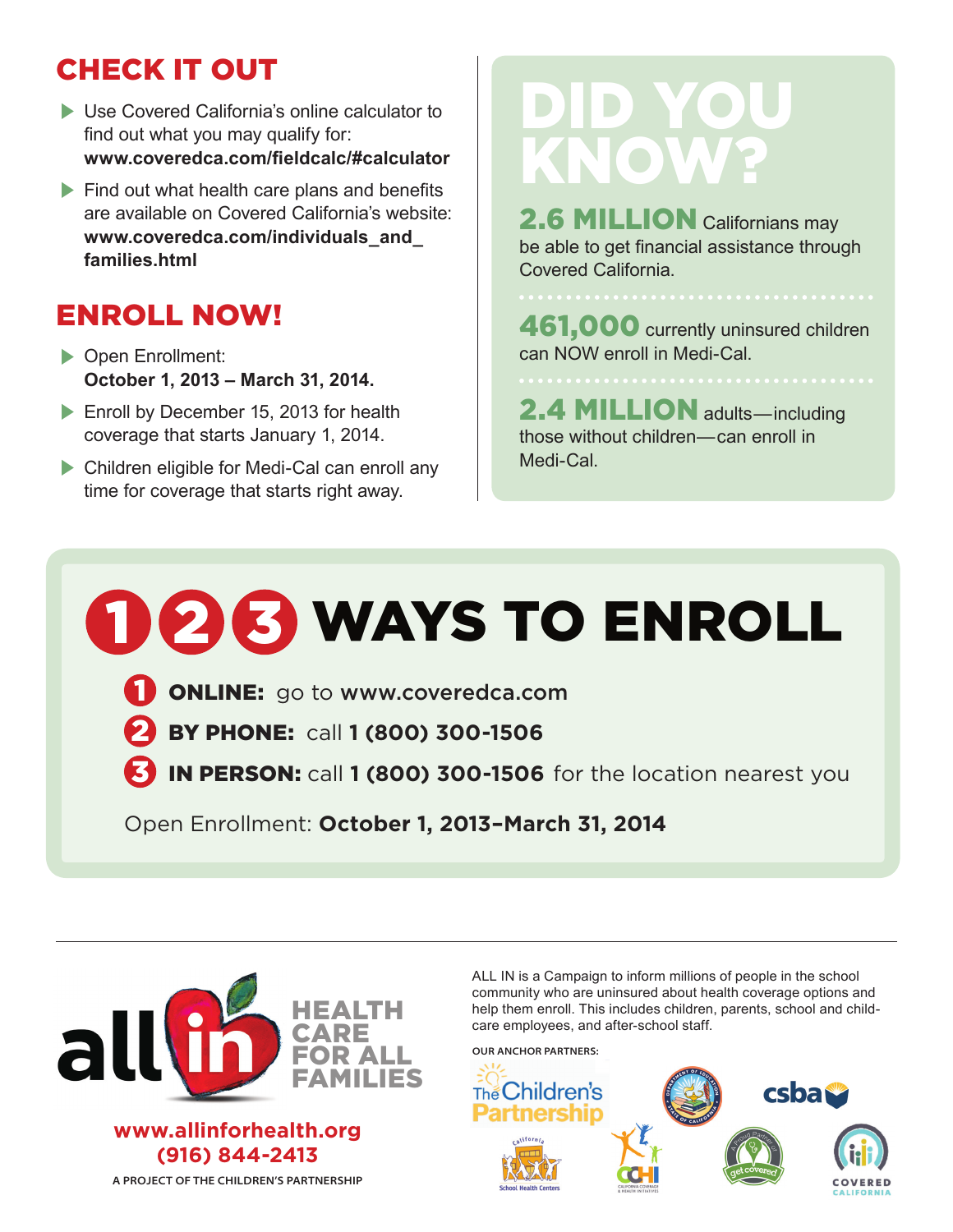## CHECK IT OUT

- Use Covered California's online calculator to find out what you may qualify for: **www.coveredca.com/fieldcalc/#calculator**
- Find out what health care plans and benefits are available on Covered California's website: **www.coveredca.com/individuals_and_families.html**

## ENROLL NOW!

- Open Enrollment: **October 1, 2013 – March 31, 2014.**
- Enroll by December 15, 2013 for health coverage that starts January 1, 2014.
- Children eligible for Medi-Cal can enroll any time for coverage that starts right away.

## DID YOU KNOW?

**2.6 MILLION** Californians may be able to get financial assistance through Covered California.

**461,000** currently uninsured children can NOW enroll in Medi-Cal.

**2.4 MILLION** adults—including those without children—can enroll in Medi-Cal.

## 1 2 3 WAYS TO ENROLL

1. **ONLINE:** go to **www.coveredca.com**
2. **BY PHONE:** call **1 (800) 300-1506**
3. **IN PERSON:** call **1 (800) 300-1506** for the location nearest you

Open Enrollment: **October 1, 2013–March 31, 2014**

---

all in HEALTH CARE FOR ALL FAMILIES

**www.allinforhealth.org**
**(916) 844-2413**

A PROJECT OF THE CHILDREN'S PARTNERSHIP

ALL IN is a Campaign to inform millions of people in the school community who are uninsured about health coverage options and help them enroll. This includes children, parents, school and child-care employees, and after-school staff.

OUR ANCHOR PARTNERS:

The Children's Partnership · Department of Education State of California · csba · California School Health Centers · CCHI California Coverage & Health Initiatives · A Proud Partner of get covered · COVERED CALIFORNIA